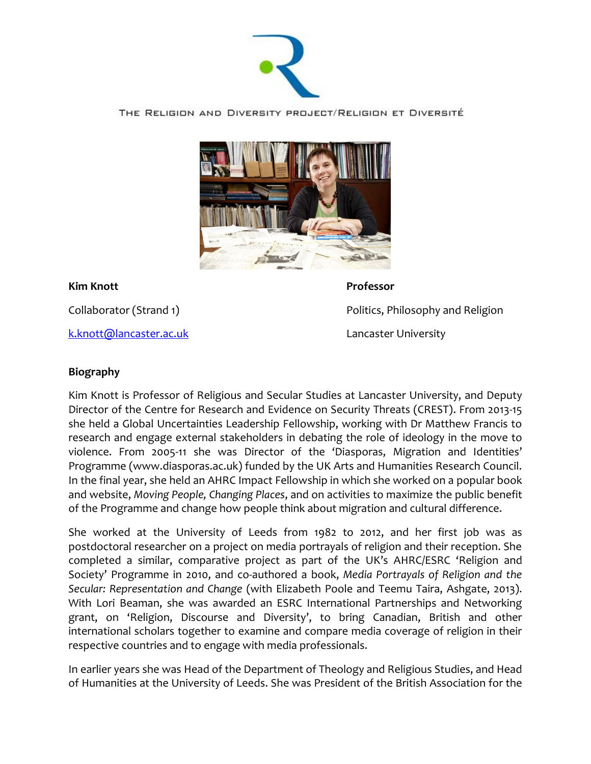THE RELIGION AND DIVERSITY PROJECT/RELIGION ET DIVERSITÉ

**Kim Knott**

Collaborator (Strand 1)

k.knott@lancaster.ac.uk

**Professor**

Politics, Philosophy and Religion

Lancaster University

## Biography

Kim Knott is Professor of Religious and Secular Studies at Lancaster University, and Deputy Director of the Centre for Research and Evidence on Security Threats (CREST). From 2013-15 she held a Global Uncertainties Leadership Fellowship, working with Dr Matthew Francis to research and engage external stakeholders in debating the role of ideology in the move to violence. From 2005-11 she was Director of the 'Diasporas, Migration and Identities' Programme (www.diasporas.ac.uk) funded by the UK Arts and Humanities Research Council. In the final year, she held an AHRC Impact Fellowship in which she worked on a popular book and website, *Moving People, Changing Places*, and on activities to maximize the public benefit of the Programme and change how people think about migration and cultural difference.

She worked at the University of Leeds from 1982 to 2012, and her first job was as postdoctoral researcher on a project on media portrayals of religion and their reception. She completed a similar, comparative project as part of the UK's AHRC/ESRC 'Religion and Society' Programme in 2010, and co-authored a book, *Media Portrayals of Religion and the Secular: Representation and Change* (with Elizabeth Poole and Teemu Taira, Ashgate, 2013). With Lori Beaman, she was awarded an ESRC International Partnerships and Networking grant, on 'Religion, Discourse and Diversity', to bring Canadian, British and other international scholars together to examine and compare media coverage of religion in their respective countries and to engage with media professionals.

In earlier years she was Head of the Department of Theology and Religious Studies, and Head of Humanities at the University of Leeds. She was President of the British Association for the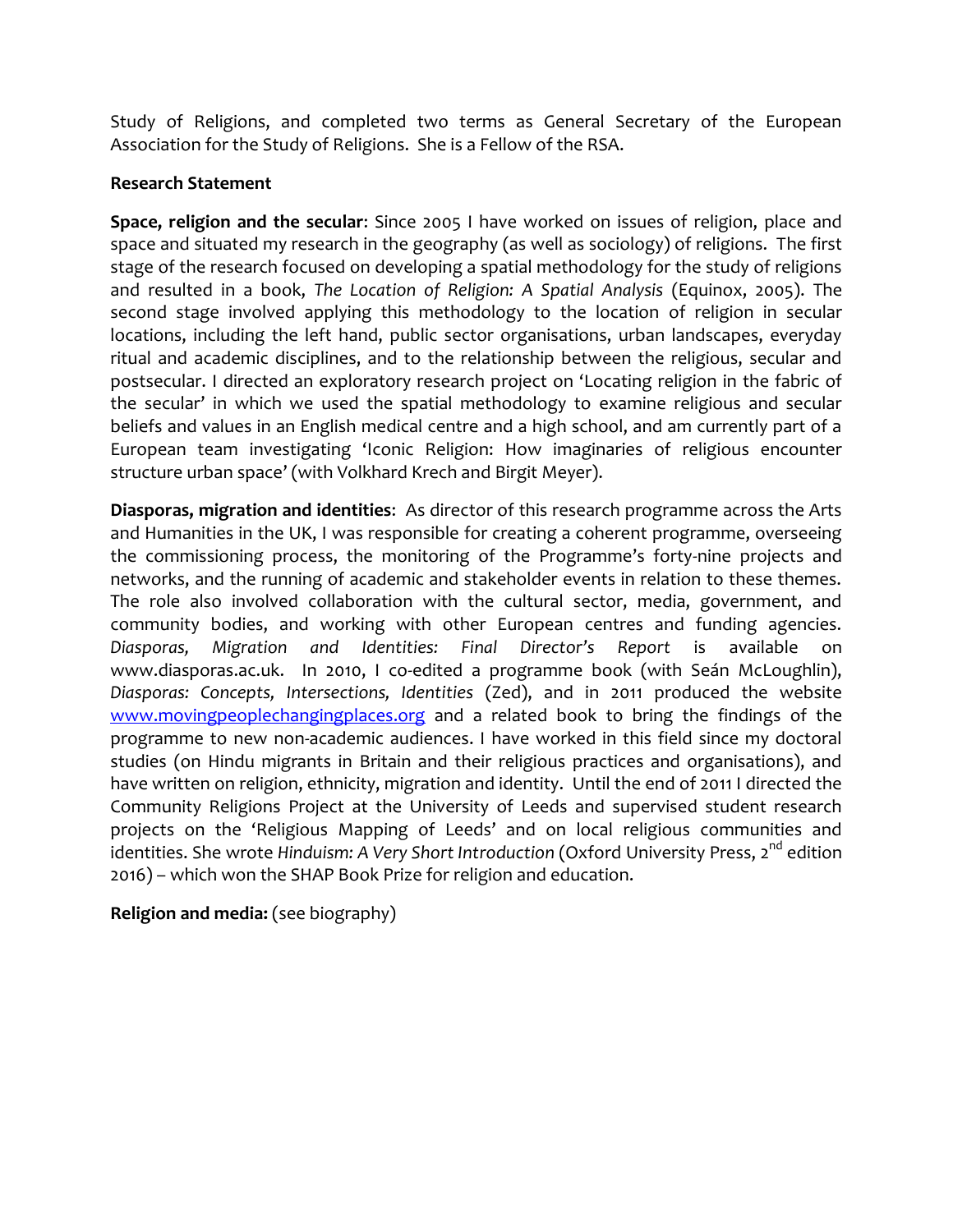Study of Religions, and completed two terms as General Secretary of the European Association for the Study of Religions. She is a Fellow of the RSA.

**Research Statement**

**Space, religion and the secular**: Since 2005 I have worked on issues of religion, place and space and situated my research in the geography (as well as sociology) of religions. The first stage of the research focused on developing a spatial methodology for the study of religions and resulted in a book, *The Location of Religion: A Spatial Analysis* (Equinox, 2005). The second stage involved applying this methodology to the location of religion in secular locations, including the left hand, public sector organisations, urban landscapes, everyday ritual and academic disciplines, and to the relationship between the religious, secular and postsecular. I directed an exploratory research project on 'Locating religion in the fabric of the secular' in which we used the spatial methodology to examine religious and secular beliefs and values in an English medical centre and a high school, and am currently part of a European team investigating 'Iconic Religion: How imaginaries of religious encounter structure urban space' (with Volkhard Krech and Birgit Meyer).

**Diasporas, migration and identities**: As director of this research programme across the Arts and Humanities in the UK, I was responsible for creating a coherent programme, overseeing the commissioning process, the monitoring of the Programme's forty-nine projects and networks, and the running of academic and stakeholder events in relation to these themes. The role also involved collaboration with the cultural sector, media, government, and community bodies, and working with other European centres and funding agencies. *Diasporas, Migration and Identities: Final Director's Report* is available on www.diasporas.ac.uk. In 2010, I co-edited a programme book (with Seán McLoughlin), *Diasporas: Concepts, Intersections, Identities* (Zed), and in 2011 produced the website [www.movingpeoplechangingplaces.org](http://www.movingpeoplechangingplaces.org) and a related book to bring the findings of the programme to new non-academic audiences. I have worked in this field since my doctoral studies (on Hindu migrants in Britain and their religious practices and organisations), and have written on religion, ethnicity, migration and identity. Until the end of 2011 I directed the Community Religions Project at the University of Leeds and supervised student research projects on the 'Religious Mapping of Leeds' and on local religious communities and identities. She wrote *Hinduism: A Very Short Introduction* (Oxford University Press, 2nd edition 2016) – which won the SHAP Book Prize for religion and education.

**Religion and media:** (see biography)